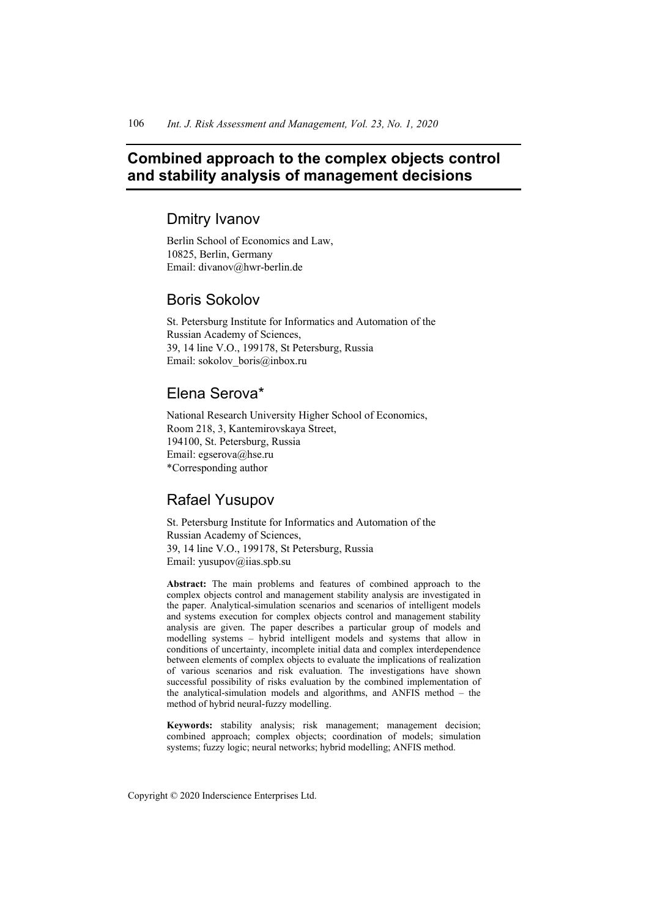# Combined approach to the complex objects control and stability analysis of management decisions

## Dmitry Ivanov

Berlin School of Economics and Law,
10825, Berlin, Germany
Email: divanov@hwr-berlin.de

## Boris Sokolov

St. Petersburg Institute for Informatics and Automation of the Russian Academy of Sciences,
39, 14 line V.O., 199178, St Petersburg, Russia
Email: sokolov_boris@inbox.ru

## Elena Serova*

National Research University Higher School of Economics,
Room 218, 3, Kantemirovskaya Street,
194100, St. Petersburg, Russia
Email: egserova@hse.ru
*Corresponding author

## Rafael Yusupov

St. Petersburg Institute for Informatics and Automation of the Russian Academy of Sciences,
39, 14 line V.O., 199178, St Petersburg, Russia
Email: yusupov@iias.spb.su

**Abstract:** The main problems and features of combined approach to the complex objects control and management stability analysis are investigated in the paper. Analytical-simulation scenarios and scenarios of intelligent models and systems execution for complex objects control and management stability analysis are given. The paper describes a particular group of models and modelling systems – hybrid intelligent models and systems that allow in conditions of uncertainty, incomplete initial data and complex interdependence between elements of complex objects to evaluate the implications of realization of various scenarios and risk evaluation. The investigations have shown successful possibility of risks evaluation by the combined implementation of the analytical-simulation models and algorithms, and ANFIS method – the method of hybrid neural-fuzzy modelling.

**Keywords:** stability analysis; risk management; management decision; combined approach; complex objects; coordination of models; simulation systems; fuzzy logic; neural networks; hybrid modelling; ANFIS method.

Copyright © 2020 Inderscience Enterprises Ltd.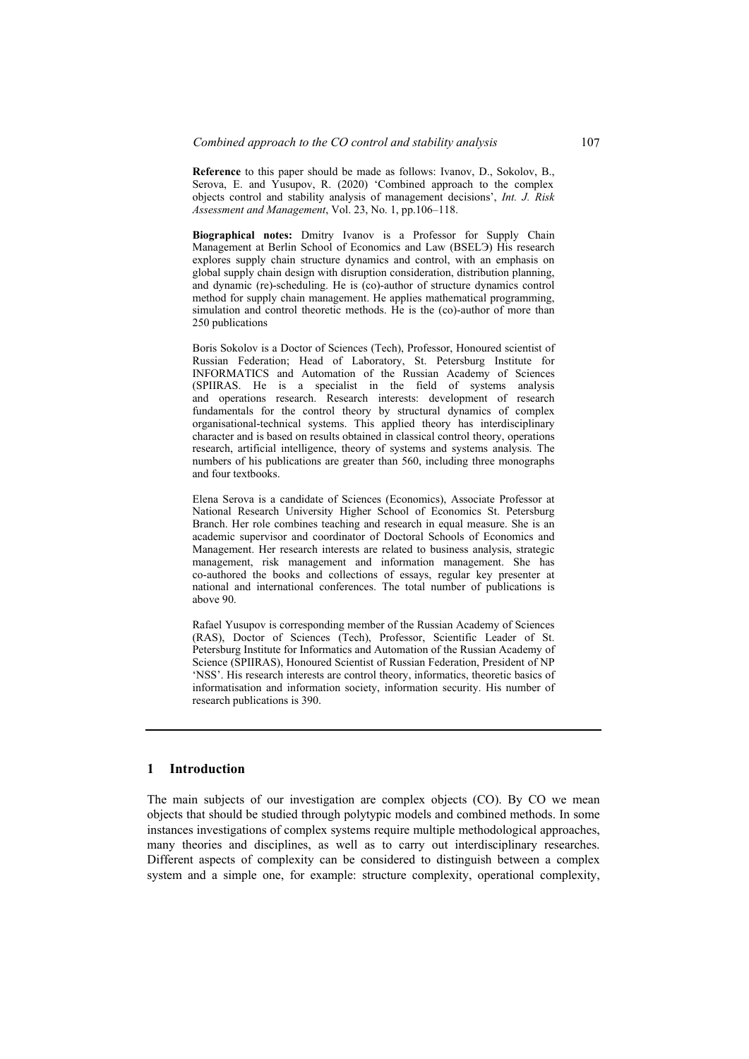**Reference** to this paper should be made as follows: Ivanov, D., Sokolov, B., Serova, E. and Yusupov, R. (2020) 'Combined approach to the complex objects control and stability analysis of management decisions', *Int. J. Risk Assessment and Management*, Vol. 23, No. 1, pp.106–118.

**Biographical notes:** Dmitry Ivanov is a Professor for Supply Chain Management at Berlin School of Economics and Law (BSELЭ) His research explores supply chain structure dynamics and control, with an emphasis on global supply chain design with disruption consideration, distribution planning, and dynamic (re)-scheduling. He is (co)-author of structure dynamics control method for supply chain management. He applies mathematical programming, simulation and control theoretic methods. He is the (co)-author of more than 250 publications

Boris Sokolov is a Doctor of Sciences (Tech), Professor, Honoured scientist of Russian Federation; Head of Laboratory, St. Petersburg Institute for INFORMATICS and Automation of the Russian Academy of Sciences (SPIIRAS. He is a specialist in the field of systems analysis and operations research. Research interests: development of research fundamentals for the control theory by structural dynamics of complex organisational-technical systems. This applied theory has interdisciplinary character and is based on results obtained in classical control theory, operations research, artificial intelligence, theory of systems and systems analysis. The numbers of his publications are greater than 560, including three monographs and four textbooks.

Elena Serova is a candidate of Sciences (Economics), Associate Professor at National Research University Higher School of Economics St. Petersburg Branch. Her role combines teaching and research in equal measure. She is an academic supervisor and coordinator of Doctoral Schools of Economics and Management. Her research interests are related to business analysis, strategic management, risk management and information management. She has co-authored the books and collections of essays, regular key presenter at national and international conferences. The total number of publications is above 90.

Rafael Yusupov is corresponding member of the Russian Academy of Sciences (RAS), Doctor of Sciences (Tech), Professor, Scientific Leader of St. Petersburg Institute for Informatics and Automation of the Russian Academy of Science (SPIIRAS), Honoured Scientist of Russian Federation, President of NP 'NSS'. His research interests are control theory, informatics, theoretic basics of informatisation and information society, information security. His number of research publications is 390.

## 1 Introduction

The main subjects of our investigation are complex objects (CO). By CO we mean objects that should be studied through polytypic models and combined methods. In some instances investigations of complex systems require multiple methodological approaches, many theories and disciplines, as well as to carry out interdisciplinary researches. Different aspects of complexity can be considered to distinguish between a complex system and a simple one, for example: structure complexity, operational complexity,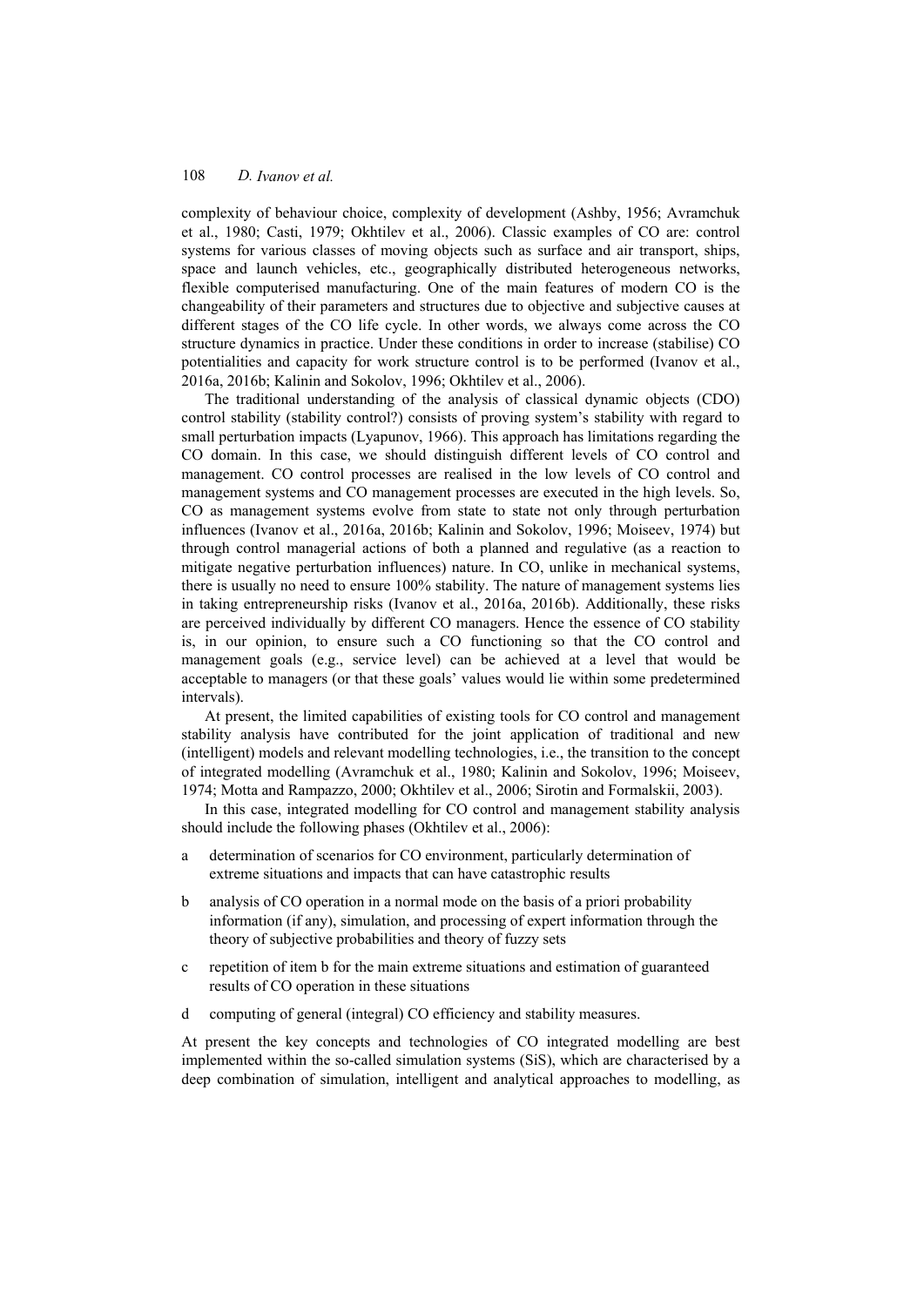complexity of behaviour choice, complexity of development (Ashby, 1956; Avramchuk et al., 1980; Casti, 1979; Okhtilev et al., 2006). Classic examples of CO are: control systems for various classes of moving objects such as surface and air transport, ships, space and launch vehicles, etc., geographically distributed heterogeneous networks, flexible computerised manufacturing. One of the main features of modern CO is the changeability of their parameters and structures due to objective and subjective causes at different stages of the CO life cycle. In other words, we always come across the CO structure dynamics in practice. Under these conditions in order to increase (stabilise) CO potentialities and capacity for work structure control is to be performed (Ivanov et al., 2016a, 2016b; Kalinin and Sokolov, 1996; Okhtilev et al., 2006).

The traditional understanding of the analysis of classical dynamic objects (CDO) control stability (stability control?) consists of proving system's stability with regard to small perturbation impacts (Lyapunov, 1966). This approach has limitations regarding the CO domain. In this case, we should distinguish different levels of CO control and management. CO control processes are realised in the low levels of CO control and management systems and CO management processes are executed in the high levels. So, CO as management systems evolve from state to state not only through perturbation influences (Ivanov et al., 2016a, 2016b; Kalinin and Sokolov, 1996; Moiseev, 1974) but through control managerial actions of both a planned and regulative (as a reaction to mitigate negative perturbation influences) nature. In CO, unlike in mechanical systems, there is usually no need to ensure 100% stability. The nature of management systems lies in taking entrepreneurship risks (Ivanov et al., 2016a, 2016b). Additionally, these risks are perceived individually by different CO managers. Hence the essence of CO stability is, in our opinion, to ensure such a CO functioning so that the CO control and management goals (e.g., service level) can be achieved at a level that would be acceptable to managers (or that these goals' values would lie within some predetermined intervals).

At present, the limited capabilities of existing tools for CO control and management stability analysis have contributed for the joint application of traditional and new (intelligent) models and relevant modelling technologies, i.e., the transition to the concept of integrated modelling (Avramchuk et al., 1980; Kalinin and Sokolov, 1996; Moiseev, 1974; Motta and Rampazzo, 2000; Okhtilev et al., 2006; Sirotin and Formalskii, 2003).

In this case, integrated modelling for CO control and management stability analysis should include the following phases (Okhtilev et al., 2006):

a determination of scenarios for CO environment, particularly determination of extreme situations and impacts that can have catastrophic results

b analysis of CO operation in a normal mode on the basis of a priori probability information (if any), simulation, and processing of expert information through the theory of subjective probabilities and theory of fuzzy sets

c repetition of item b for the main extreme situations and estimation of guaranteed results of CO operation in these situations

d computing of general (integral) CO efficiency and stability measures.

At present the key concepts and technologies of CO integrated modelling are best implemented within the so-called simulation systems (SiS), which are characterised by a deep combination of simulation, intelligent and analytical approaches to modelling, as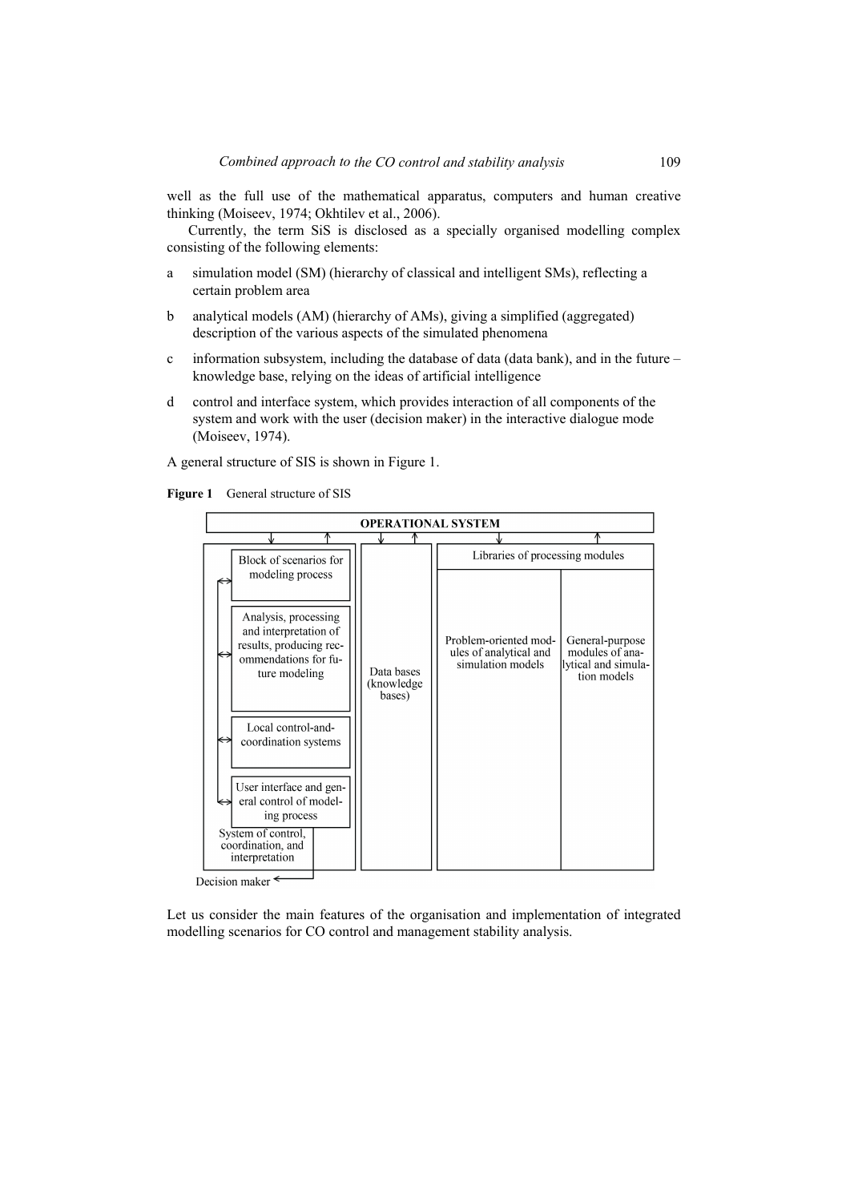well as the full use of the mathematical apparatus, computers and human creative thinking (Moiseev, 1974; Okhtilev et al., 2006).

Currently, the term SiS is disclosed as a specially organised modelling complex consisting of the following elements:

a simulation model (SM) (hierarchy of classical and intelligent SMs), reflecting a certain problem area

b analytical models (AM) (hierarchy of AMs), giving a simplified (aggregated) description of the various aspects of the simulated phenomena

c information subsystem, including the database of data (data bank), and in the future – knowledge base, relying on the ideas of artificial intelligence

d control and interface system, which provides interaction of all components of the system and work with the user (decision maker) in the interactive dialogue mode (Moiseev, 1974).

A general structure of SIS is shown in Figure 1.

**Figure 1** General structure of SIS

OPERATIONAL SYSTEM

Block of scenarios for modeling process

Analysis, processing and interpretation of results, producing recommendations for future modeling

Local control-and-coordination systems

User interface and general control of modeling process

System of control, coordination, and interpretation

Decision maker

Data bases (knowledge bases)

Libraries of processing modules

Problem-oriented modules of analytical and simulation models

General-purpose modules of analytical and simulation models

Let us consider the main features of the organisation and implementation of integrated modelling scenarios for CO control and management stability analysis.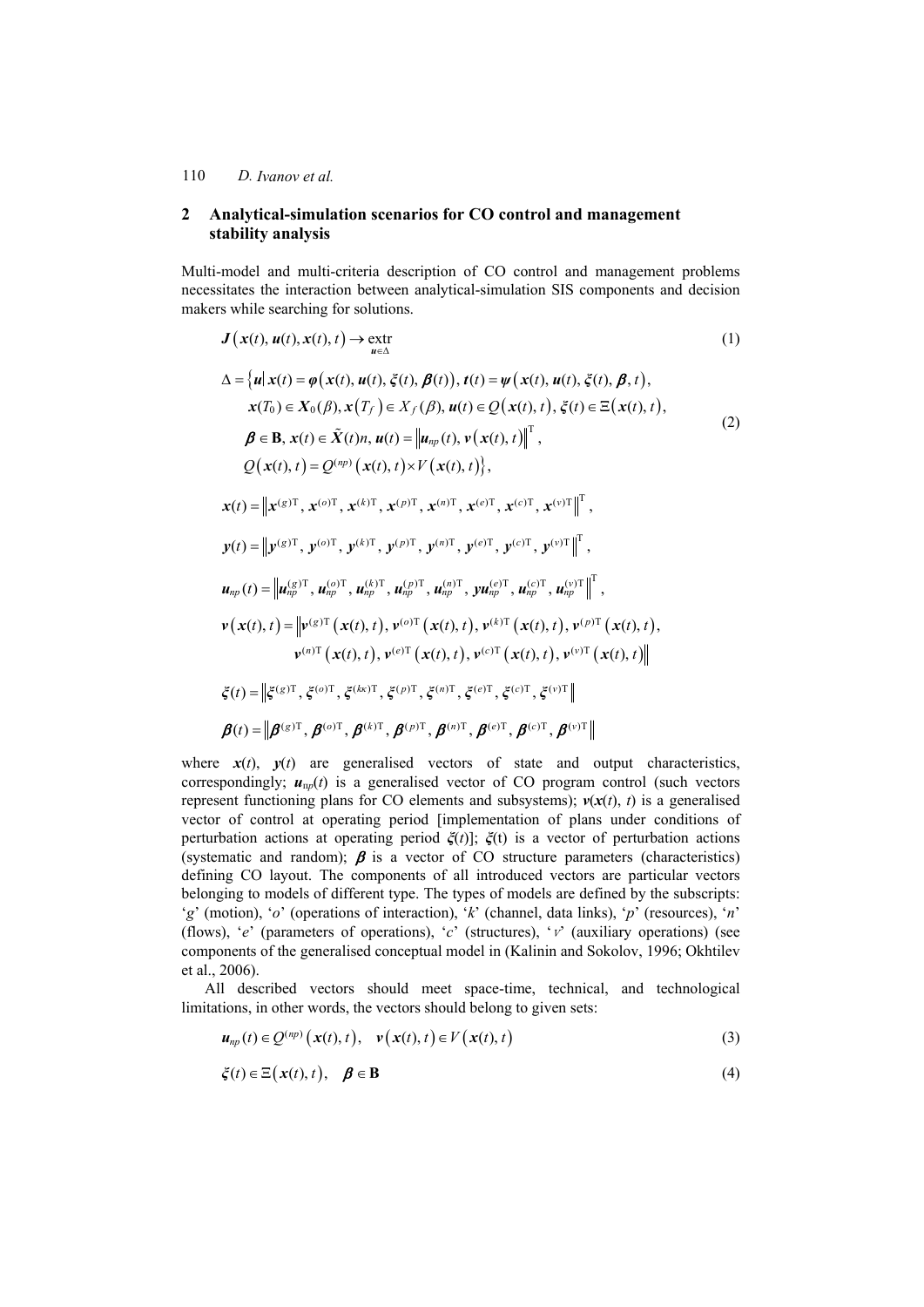## 2 Analytical-simulation scenarios for CO control and management stability analysis

Multi-model and multi-criteria description of CO control and management problems necessitates the interaction between analytical-simulation SIS components and decision makers while searching for solutions.

$$\boldsymbol{J}\left(\boldsymbol{x}(t), \boldsymbol{u}(t), \boldsymbol{x}(t), t\right) \rightarrow \underset{\boldsymbol{u} \in \Delta}{\text{extr}} \tag{1}$$

$$\begin{aligned}
\Delta = \big\{ \boldsymbol{u} \,|\, \boldsymbol{x}(t) &= \boldsymbol{\varphi}\left(\boldsymbol{x}(t), \boldsymbol{u}(t), \boldsymbol{\xi}(t), \boldsymbol{\beta}(t)\right), \boldsymbol{t}(t) = \boldsymbol{\psi}\left(\boldsymbol{x}(t), \boldsymbol{u}(t), \boldsymbol{\xi}(t), \boldsymbol{\beta}, t\right), \\
&\boldsymbol{x}(T_0) \in \boldsymbol{X}_0(\beta), \boldsymbol{x}\left(T_f\right) \in X_f(\beta), \boldsymbol{u}(t) \in Q\left(\boldsymbol{x}(t), t\right), \boldsymbol{\xi}(t) \in \Xi\left(\boldsymbol{x}(t), t\right), \\
&\boldsymbol{\beta} \in \mathbf{B}, \boldsymbol{x}(t) \in \tilde{\boldsymbol{X}}(t)n, \boldsymbol{u}(t) = \left\| \boldsymbol{u}_{np}(t), \boldsymbol{v}\left(\boldsymbol{x}(t), t\right) \right\|^{\mathrm{T}}, \\
&Q\left(\boldsymbol{x}(t), t\right) = Q^{(np)}\left(\boldsymbol{x}(t), t\right) \times V\left(\boldsymbol{x}(t), t\right) \big\},
\end{aligned} \tag{2}$$

$$\boldsymbol{x}(t) = \left\| \boldsymbol{x}^{(g)\mathrm{T}}, \boldsymbol{x}^{(o)\mathrm{T}}, \boldsymbol{x}^{(k)\mathrm{T}}, \boldsymbol{x}^{(p)\mathrm{T}}, \boldsymbol{x}^{(n)\mathrm{T}}, \boldsymbol{x}^{(e)\mathrm{T}}, \boldsymbol{x}^{(c)\mathrm{T}}, \boldsymbol{x}^{(v)\mathrm{T}} \right\|^{\mathrm{T}},$$

$$\boldsymbol{y}(t) = \left\| \boldsymbol{y}^{(g)\mathrm{T}}, \boldsymbol{y}^{(o)\mathrm{T}}, \boldsymbol{y}^{(k)\mathrm{T}}, \boldsymbol{y}^{(p)\mathrm{T}}, \boldsymbol{y}^{(n)\mathrm{T}}, \boldsymbol{y}^{(e)\mathrm{T}}, \boldsymbol{y}^{(c)\mathrm{T}}, \boldsymbol{y}^{(v)\mathrm{T}} \right\|^{\mathrm{T}},$$

$$\boldsymbol{u}_{np}(t) = \left\| \boldsymbol{u}_{np}^{(g)\mathrm{T}}, \boldsymbol{u}_{np}^{(o)\mathrm{T}}, \boldsymbol{u}_{np}^{(k)\mathrm{T}}, \boldsymbol{u}_{np}^{(p)\mathrm{T}}, \boldsymbol{u}_{np}^{(n)\mathrm{T}}, \boldsymbol{y}\boldsymbol{u}_{np}^{(e)\mathrm{T}}, \boldsymbol{u}_{np}^{(c)\mathrm{T}}, \boldsymbol{u}_{np}^{(v)\mathrm{T}} \right\|^{\mathrm{T}},$$

$$\begin{aligned}
\boldsymbol{v}\left(\boldsymbol{x}(t), t\right) = \big\| &\boldsymbol{v}^{(g)\mathrm{T}}\left(\boldsymbol{x}(t), t\right), \boldsymbol{v}^{(o)\mathrm{T}}\left(\boldsymbol{x}(t), t\right), \boldsymbol{v}^{(k)\mathrm{T}}\left(\boldsymbol{x}(t), t\right), \boldsymbol{v}^{(p)\mathrm{T}}\left(\boldsymbol{x}(t), t\right), \\
&\boldsymbol{v}^{(n)\mathrm{T}}\left(\boldsymbol{x}(t), t\right), \boldsymbol{v}^{(e)\mathrm{T}}\left(\boldsymbol{x}(t), t\right), \boldsymbol{v}^{(c)\mathrm{T}}\left(\boldsymbol{x}(t), t\right), \boldsymbol{v}^{(v)\mathrm{T}}\left(\boldsymbol{x}(t), t\right) \big\|
\end{aligned}$$

$$\boldsymbol{\xi}(t) = \left\| \boldsymbol{\xi}^{(g)\mathrm{T}}, \boldsymbol{\xi}^{(o)\mathrm{T}}, \boldsymbol{\xi}^{(k\kappa)\mathrm{T}}, \boldsymbol{\xi}^{(p)\mathrm{T}}, \boldsymbol{\xi}^{(n)\mathrm{T}}, \boldsymbol{\xi}^{(e)\mathrm{T}}, \boldsymbol{\xi}^{(c)\mathrm{T}}, \boldsymbol{\xi}^{(v)\mathrm{T}} \right\|$$

$$\boldsymbol{\beta}(t) = \left\| \boldsymbol{\beta}^{(g)\mathrm{T}}, \boldsymbol{\beta}^{(o)\mathrm{T}}, \boldsymbol{\beta}^{(k)\mathrm{T}}, \boldsymbol{\beta}^{(p)\mathrm{T}}, \boldsymbol{\beta}^{(n)\mathrm{T}}, \boldsymbol{\beta}^{(e)\mathrm{T}}, \boldsymbol{\beta}^{(c)\mathrm{T}}, \boldsymbol{\beta}^{(v)\mathrm{T}} \right\|$$

where $\boldsymbol{x}(t)$, $\boldsymbol{y}(t)$ are generalised vectors of state and output characteristics, correspondingly; $\boldsymbol{u}_{np}(t)$ is a generalised vector of CO program control (such vectors represent functioning plans for CO elements and subsystems); $\boldsymbol{v}(\boldsymbol{x}(t), t)$ is a generalised vector of control at operating period [implementation of plans under conditions of perturbation actions at operating period $\boldsymbol{\xi}(t)$]; $\boldsymbol{\xi}(t)$ is a vector of perturbation actions (systematic and random); $\boldsymbol{\beta}$ is a vector of CO structure parameters (characteristics) defining CO layout. The components of all introduced vectors are particular vectors belonging to models of different type. The types of models are defined by the subscripts: '$g$' (motion), '$o$' (operations of interaction), '$k$' (channel, data links), '$p$' (resources), '$n$' (flows), '$e$' (parameters of operations), '$c$' (structures), '$v$' (auxiliary operations) (see components of the generalised conceptual model in (Kalinin and Sokolov, 1996; Okhtilev et al., 2006).

All described vectors should meet space-time, technical, and technological limitations, in other words, the vectors should belong to given sets:

$$\boldsymbol{u}_{np}(t) \in Q^{(np)}\left(\boldsymbol{x}(t), t\right), \quad \boldsymbol{v}\left(\boldsymbol{x}(t), t\right) \in V\left(\boldsymbol{x}(t), t\right) \tag{3}$$

$$\boldsymbol{\xi}(t) \in \Xi\left(\boldsymbol{x}(t), t\right), \quad \boldsymbol{\beta} \in \mathbf{B} \tag{4}$$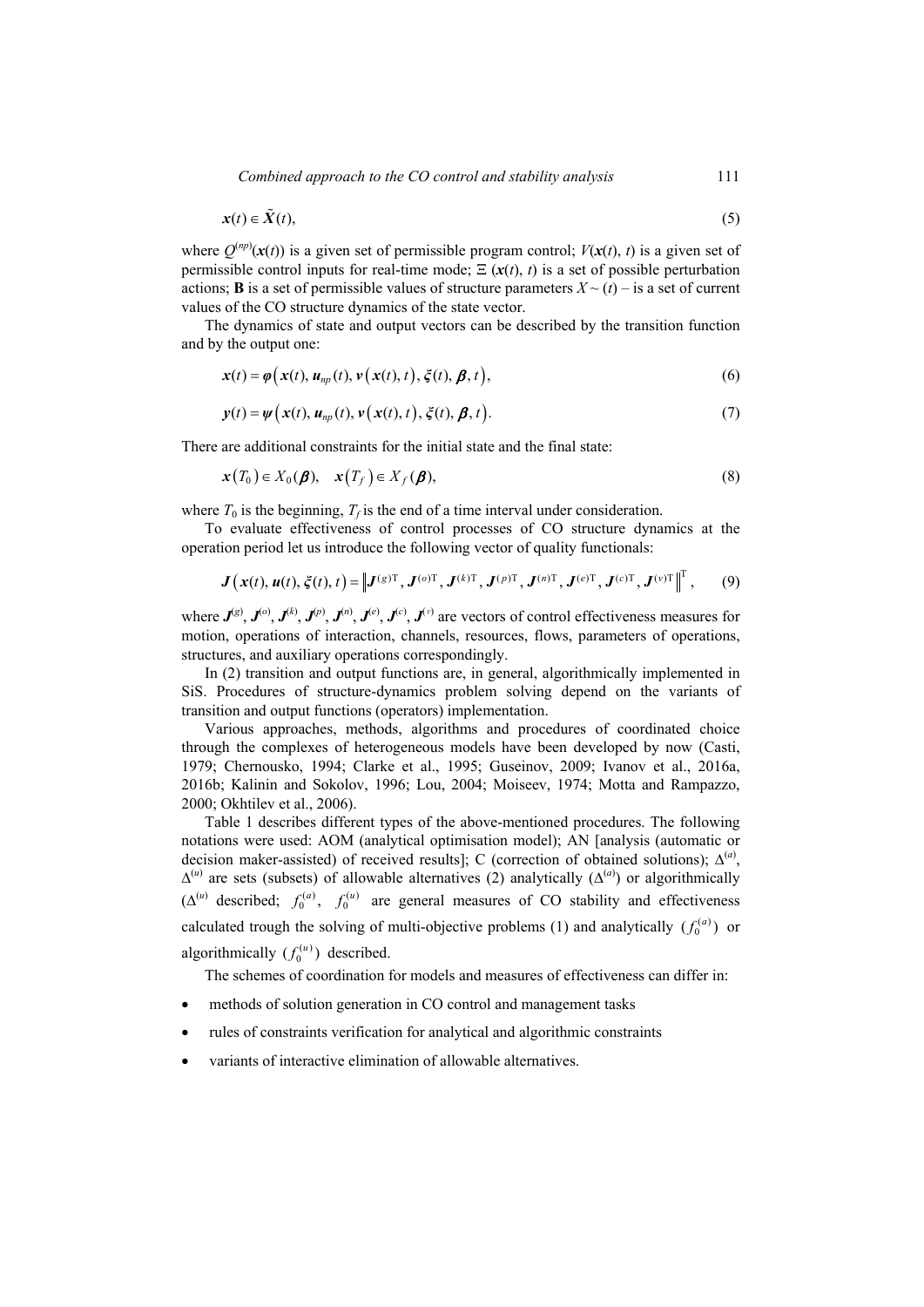$$\boldsymbol{x}(t) \in \tilde{\boldsymbol{X}}(t), \tag{5}$$

where $Q^{(np)}(\boldsymbol{x}(t))$ is a given set of permissible program control; $V(\boldsymbol{x}(t), t)$ is a given set of permissible control inputs for real-time mode; $\Xi\ (\boldsymbol{x}(t), t)$ is a set of possible perturbation actions; **B** is a set of permissible values of structure parameters $X \sim (t)$ – is a set of current values of the CO structure dynamics of the state vector.

The dynamics of state and output vectors can be described by the transition function and by the output one:

$$\boldsymbol{x}(t) = \boldsymbol{\varphi}\left(\boldsymbol{x}(t), \boldsymbol{u}_{np}(t), \boldsymbol{v}\left(\boldsymbol{x}(t), t\right), \boldsymbol{\xi}(t), \boldsymbol{\beta}, t\right), \tag{6}$$

$$\boldsymbol{y}(t) = \boldsymbol{\psi}\left(\boldsymbol{x}(t), \boldsymbol{u}_{np}(t), \boldsymbol{v}\left(\boldsymbol{x}(t), t\right), \boldsymbol{\xi}(t), \boldsymbol{\beta}, t\right). \tag{7}$$

There are additional constraints for the initial state and the final state:

$$\boldsymbol{x}\left(T_0\right) \in X_0(\boldsymbol{\beta}), \quad \boldsymbol{x}\left(T_f\right) \in X_f(\boldsymbol{\beta}), \tag{8}$$

where $T_0$ is the beginning, $T_f$ is the end of a time interval under consideration.

To evaluate effectiveness of control processes of CO structure dynamics at the operation period let us introduce the following vector of quality functionals:

$$\boldsymbol{J}\left(\boldsymbol{x}(t), \boldsymbol{u}(t), \boldsymbol{\xi}(t), t\right) = \left\| \boldsymbol{J}^{(g)\mathrm{T}}, \boldsymbol{J}^{(o)\mathrm{T}}, \boldsymbol{J}^{(k)\mathrm{T}}, \boldsymbol{J}^{(p)\mathrm{T}}, \boldsymbol{J}^{(n)\mathrm{T}}, \boldsymbol{J}^{(e)\mathrm{T}}, \boldsymbol{J}^{(c)\mathrm{T}}, \boldsymbol{J}^{(v)\mathrm{T}} \right\|^{\mathrm{T}}, \tag{9}$$

where $\boldsymbol{J}^{(g)}$, $\boldsymbol{J}^{(o)}$, $\boldsymbol{J}^{(k)}$, $\boldsymbol{J}^{(p)}$, $\boldsymbol{J}^{(n)}$, $\boldsymbol{J}^{(e)}$, $\boldsymbol{J}^{(c)}$, $\boldsymbol{J}^{(v)}$ are vectors of control effectiveness measures for motion, operations of interaction, channels, resources, flows, parameters of operations, structures, and auxiliary operations correspondingly.

In (2) transition and output functions are, in general, algorithmically implemented in SiS. Procedures of structure-dynamics problem solving depend on the variants of transition and output functions (operators) implementation.

Various approaches, methods, algorithms and procedures of coordinated choice through the complexes of heterogeneous models have been developed by now (Casti, 1979; Chernousko, 1994; Clarke et al., 1995; Guseinov, 2009; Ivanov et al., 2016a, 2016b; Kalinin and Sokolov, 1996; Lou, 2004; Moiseev, 1974; Motta and Rampazzo, 2000; Okhtilev et al., 2006).

Table 1 describes different types of the above-mentioned procedures. The following notations were used: AOM (analytical optimisation model); AN [analysis (automatic or decision maker-assisted) of received results]; C (correction of obtained solutions); $\Delta^{(a)}$, $\Delta^{(u)}$ are sets (subsets) of allowable alternatives (2) analytically ($\Delta^{(a)}$) or algorithmically ($\Delta^{(u)}$ described; $f_0^{(a)}$, $f_0^{(u)}$ are general measures of CO stability and effectiveness calculated trough the solving of multi-objective problems (1) and analytically $(f_0^{(a)})$ or algorithmically $(f_0^{(u)})$ described.

The schemes of coordination for models and measures of effectiveness can differ in:

- methods of solution generation in CO control and management tasks
- rules of constraints verification for analytical and algorithmic constraints
- variants of interactive elimination of allowable alternatives.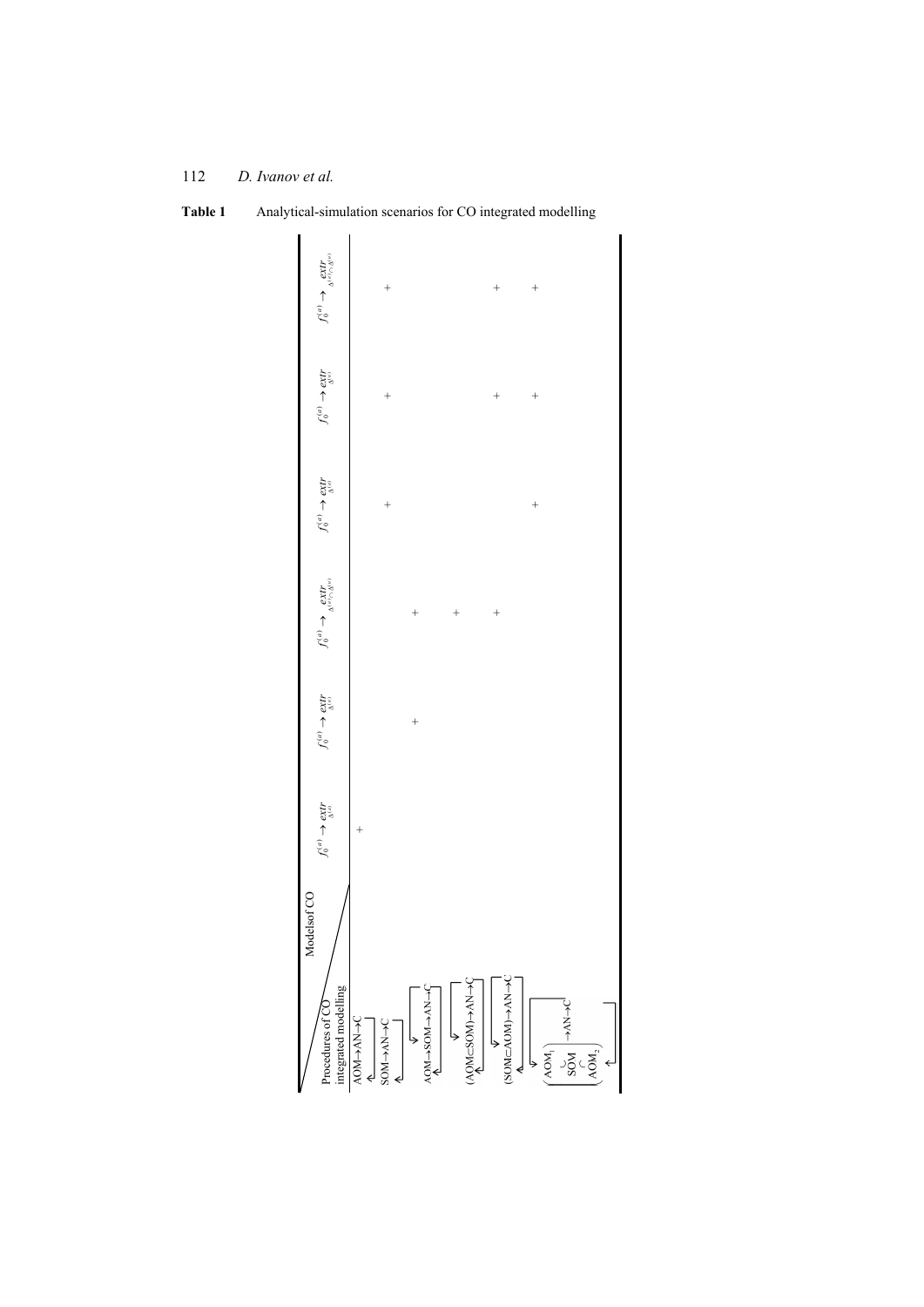**Table 1** Analytical-simulation scenarios for CO integrated modelling

| Procedures of CO integrated modelling \ Models of CO | $f_0^{(a)} \rightarrow \underset{\Delta^{(o)}}{extr}$ | $f_0^{(a)} \rightarrow \underset{\Delta^{(e)}}{extr}$ | $f_0^{(a)} \rightarrow \underset{\Delta^{(e)} \cap \Delta^{(o)}}{extr}$ | $f_0^{(a)} \rightarrow \underset{\Delta^{(o)}}{extr}$ | $f_0^{(a)} \rightarrow \underset{\Delta^{(e)}}{extr}$ | $f_0^{(a)} \rightarrow \underset{\Delta^{(e)} \cap \Delta^{(o)}}{extr}$ |
|---|---|---|---|---|---|---|
| AOM→AN→C | + | | | | | |
| SOM→AN→C | | | | + | + | + |
| AOM→SOM→AN→C | | + | + | | | |
| (AOM⊂SOM)→AN→C | | | + | | | |
| (SOM⊂AOM)→AN→C | | | + | | + | + |
| $\begin{pmatrix} AOM_1 \\ \cup \\ SOM \\ \cap \\ AOM_2 \end{pmatrix}$→AN→C | | | | + | + | + |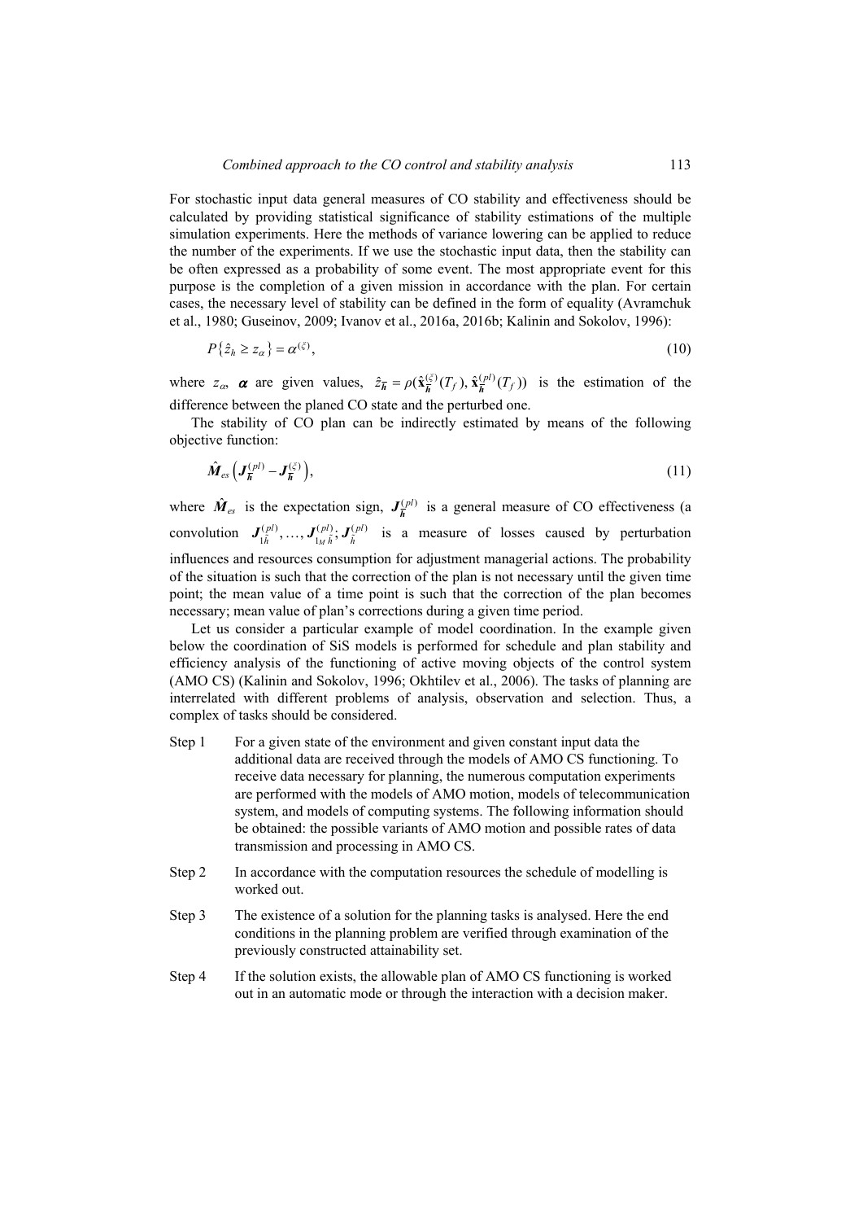For stochastic input data general measures of CO stability and effectiveness should be calculated by providing statistical significance of stability estimations of the multiple simulation experiments. Here the methods of variance lowering can be applied to reduce the number of the experiments. If we use the stochastic input data, then the stability can be often expressed as a probability of some event. The most appropriate event for this purpose is the completion of a given mission in accordance with the plan. For certain cases, the necessary level of stability can be defined in the form of equality (Avramchuk et al., 1980; Guseinov, 2009; Ivanov et al., 2016a, 2016b; Kalinin and Sokolov, 1996):

$$P\{\hat{z}_h \geq z_\alpha\} = \alpha^{(\xi)}, \tag{10}$$

where $z_\alpha$, $\boldsymbol{\alpha}$ are given values, $\hat{z}_{\bar{\boldsymbol{h}}} = \rho(\hat{\mathbf{x}}_{\bar{\boldsymbol{h}}}^{(\xi)}(T_f), \hat{\mathbf{x}}_{\bar{\boldsymbol{h}}}^{(pl)}(T_f))$ is the estimation of the difference between the planed CO state and the perturbed one.

The stability of CO plan can be indirectly estimated by means of the following objective function:

$$\hat{\boldsymbol{M}}_{es}\left(\boldsymbol{J}_{\bar{\boldsymbol{h}}}^{(pl)} - \boldsymbol{J}_{\bar{\boldsymbol{h}}}^{(\xi)}\right), \tag{11}$$

where $\hat{\boldsymbol{M}}_{es}$ is the expectation sign, $\boldsymbol{J}_{\bar{\boldsymbol{h}}}^{(pl)}$ is a general measure of CO effectiveness (a convolution $\boldsymbol{J}_{1\tilde{h}}^{(pl)}, \ldots, \boldsymbol{J}_{1_M \tilde{h}}^{(pl)}; \boldsymbol{J}_{\tilde{h}}^{(pl)}$ is a measure of losses caused by perturbation influences and resources consumption for adjustment managerial actions. The probability of the situation is such that the correction of the plan is not necessary until the given time point; the mean value of a time point is such that the correction of the plan becomes necessary; mean value of plan's corrections during a given time period.

Let us consider a particular example of model coordination. In the example given below the coordination of SiS models is performed for schedule and plan stability and efficiency analysis of the functioning of active moving objects of the control system (AMO CS) (Kalinin and Sokolov, 1996; Okhtilev et al., 2006). The tasks of planning are interrelated with different problems of analysis, observation and selection. Thus, a complex of tasks should be considered.

- Step 1 For a given state of the environment and given constant input data the additional data are received through the models of AMO CS functioning. To receive data necessary for planning, the numerous computation experiments are performed with the models of AMO motion, models of telecommunication system, and models of computing systems. The following information should be obtained: the possible variants of AMO motion and possible rates of data transmission and processing in AMO CS.
- Step 2 In accordance with the computation resources the schedule of modelling is worked out.
- Step 3 The existence of a solution for the planning tasks is analysed. Here the end conditions in the planning problem are verified through examination of the previously constructed attainability set.
- Step 4 If the solution exists, the allowable plan of AMO CS functioning is worked out in an automatic mode or through the interaction with a decision maker.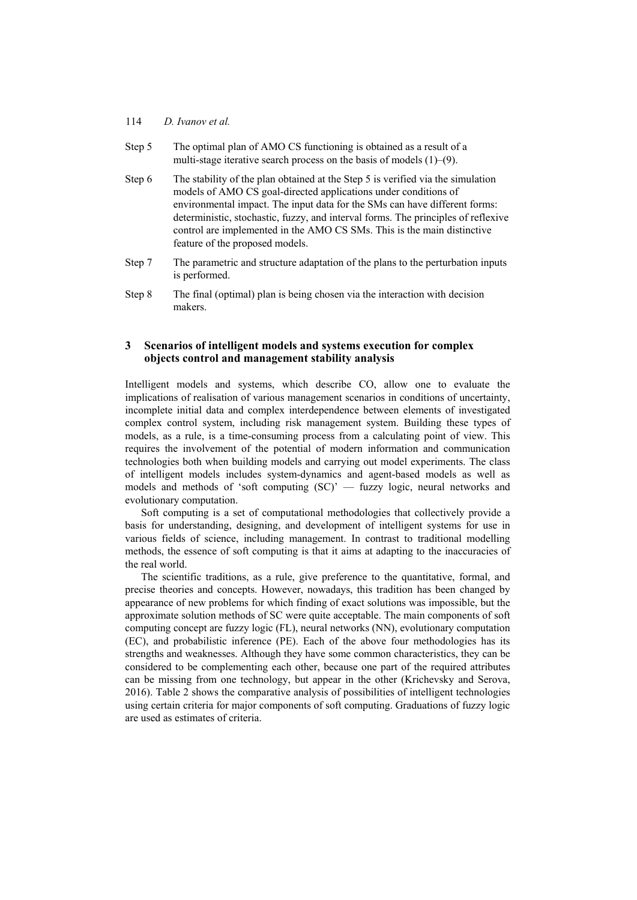Step 5 The optimal plan of AMO CS functioning is obtained as a result of a multi-stage iterative search process on the basis of models (1)–(9).

Step 6 The stability of the plan obtained at the Step 5 is verified via the simulation models of AMO CS goal-directed applications under conditions of environmental impact. The input data for the SMs can have different forms: deterministic, stochastic, fuzzy, and interval forms. The principles of reflexive control are implemented in the AMO CS SMs. This is the main distinctive feature of the proposed models.

Step 7 The parametric and structure adaptation of the plans to the perturbation inputs is performed.

Step 8 The final (optimal) plan is being chosen via the interaction with decision makers.

## 3 Scenarios of intelligent models and systems execution for complex objects control and management stability analysis

Intelligent models and systems, which describe CO, allow one to evaluate the implications of realisation of various management scenarios in conditions of uncertainty, incomplete initial data and complex interdependence between elements of investigated complex control system, including risk management system. Building these types of models, as a rule, is a time-consuming process from a calculating point of view. This requires the involvement of the potential of modern information and communication technologies both when building models and carrying out model experiments. The class of intelligent models includes system-dynamics and agent-based models as well as models and methods of 'soft computing (SC)' — fuzzy logic, neural networks and evolutionary computation.

Soft computing is a set of computational methodologies that collectively provide a basis for understanding, designing, and development of intelligent systems for use in various fields of science, including management. In contrast to traditional modelling methods, the essence of soft computing is that it aims at adapting to the inaccuracies of the real world.

The scientific traditions, as a rule, give preference to the quantitative, formal, and precise theories and concepts. However, nowadays, this tradition has been changed by appearance of new problems for which finding of exact solutions was impossible, but the approximate solution methods of SC were quite acceptable. The main components of soft computing concept are fuzzy logic (FL), neural networks (NN), evolutionary computation (EC), and probabilistic inference (PE). Each of the above four methodologies has its strengths and weaknesses. Although they have some common characteristics, they can be considered to be complementing each other, because one part of the required attributes can be missing from one technology, but appear in the other (Krichevsky and Serova, 2016). Table 2 shows the comparative analysis of possibilities of intelligent technologies using certain criteria for major components of soft computing. Graduations of fuzzy logic are used as estimates of criteria.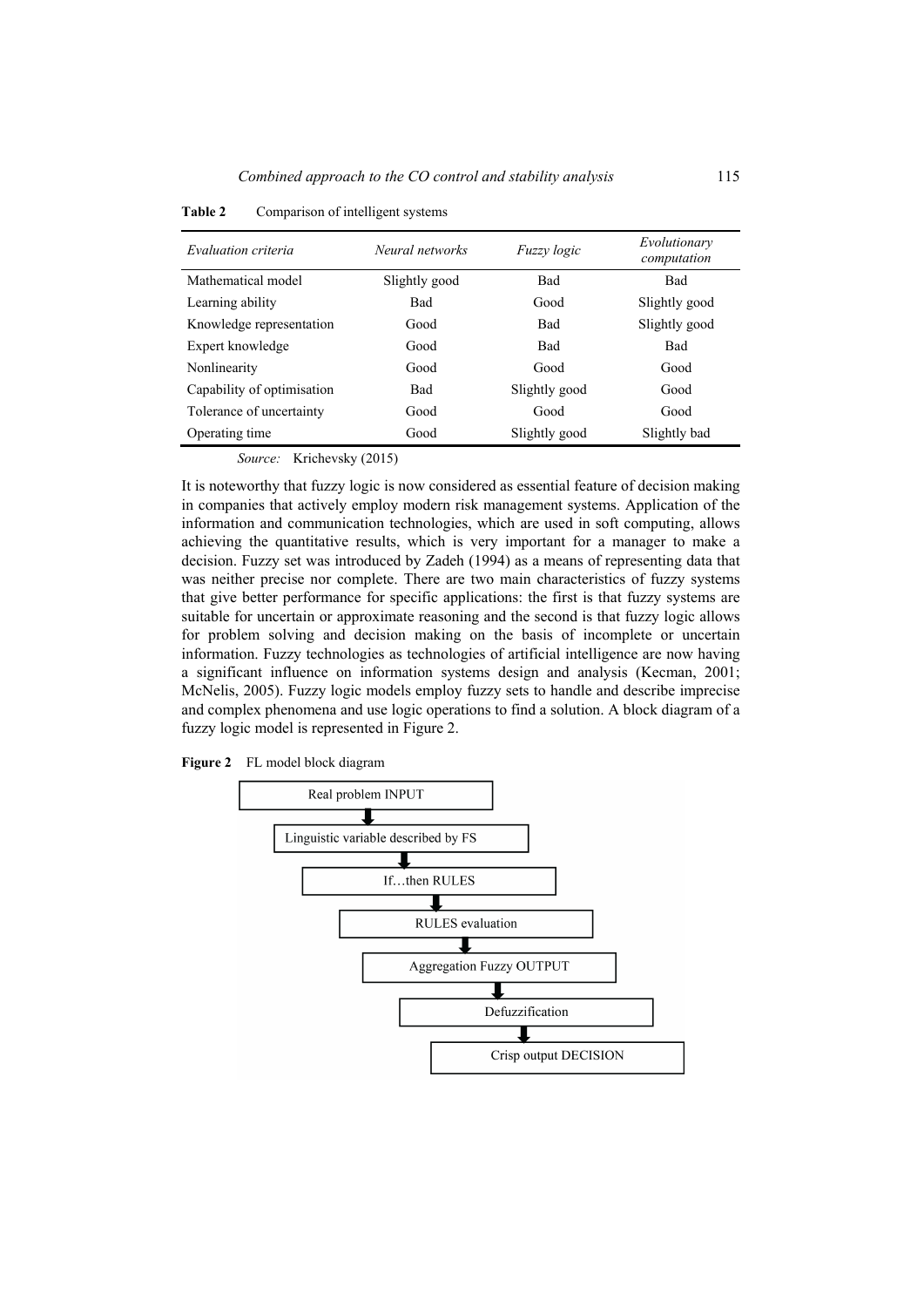**Table 2** Comparison of intelligent systems

| *Evaluation criteria* | *Neural networks* | *Fuzzy logic* | *Evolutionary computation* |
|---|---|---|---|
| Mathematical model | Slightly good | Bad | Bad |
| Learning ability | Bad | Good | Slightly good |
| Knowledge representation | Good | Bad | Slightly good |
| Expert knowledge | Good | Bad | Bad |
| Nonlinearity | Good | Good | Good |
| Capability of optimisation | Bad | Slightly good | Good |
| Tolerance of uncertainty | Good | Good | Good |
| Operating time | Good | Slightly good | Slightly bad |

*Source:* Krichevsky (2015)

It is noteworthy that fuzzy logic is now considered as essential feature of decision making in companies that actively employ modern risk management systems. Application of the information and communication technologies, which are used in soft computing, allows achieving the quantitative results, which is very important for a manager to make a decision. Fuzzy set was introduced by Zadeh (1994) as a means of representing data that was neither precise nor complete. There are two main characteristics of fuzzy systems that give better performance for specific applications: the first is that fuzzy systems are suitable for uncertain or approximate reasoning and the second is that fuzzy logic allows for problem solving and decision making on the basis of incomplete or uncertain information. Fuzzy technologies as technologies of artificial intelligence are now having a significant influence on information systems design and analysis (Kecman, 2001; McNelis, 2005). Fuzzy logic models employ fuzzy sets to handle and describe imprecise and complex phenomena and use logic operations to find a solution. A block diagram of a fuzzy logic model is represented in Figure 2.

**Figure 2** FL model block diagram

Real problem INPUT → Linguistic variable described by FS → If…then RULES → RULES evaluation → Aggregation Fuzzy OUTPUT → Defuzzification → Crisp output DECISION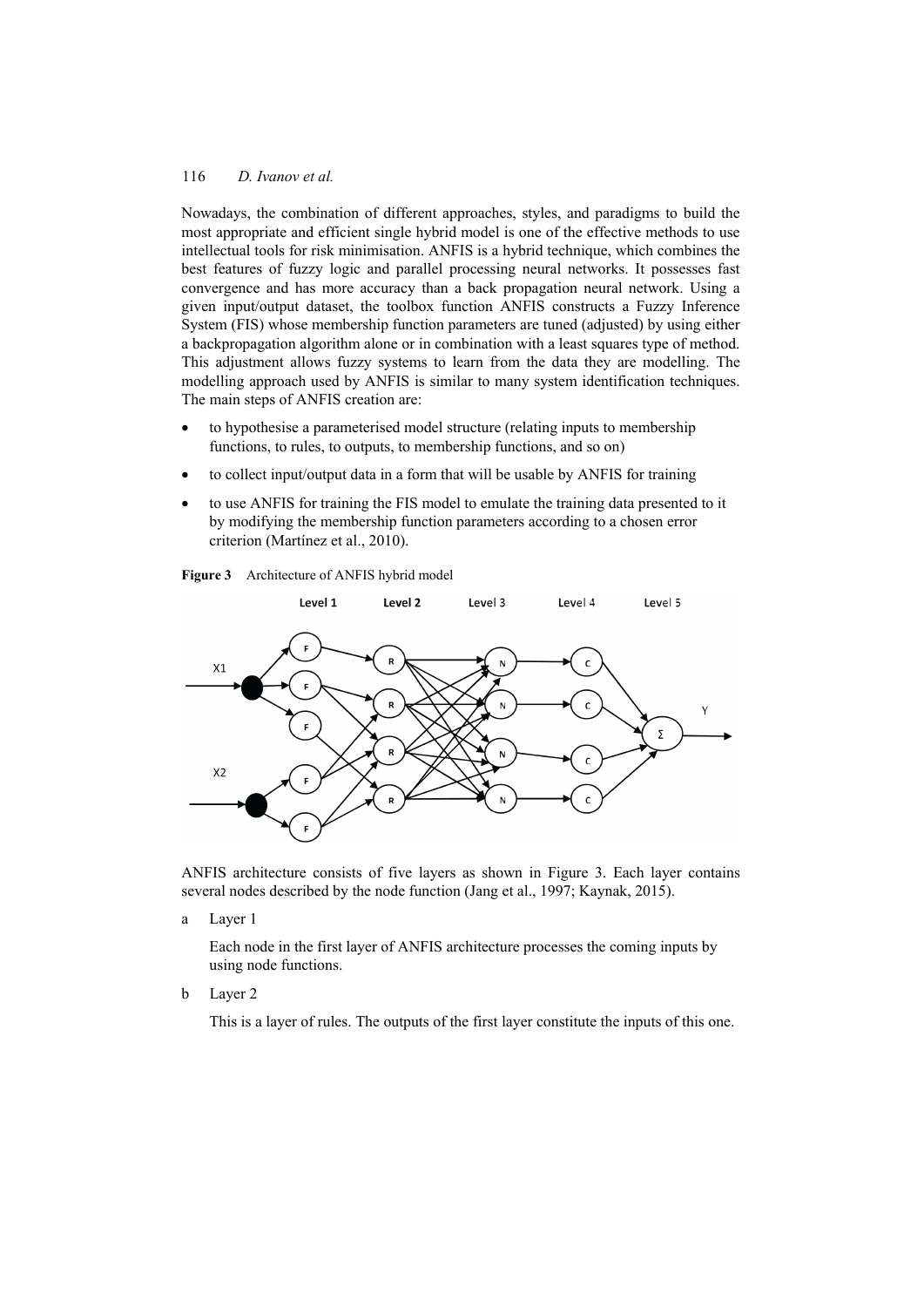Nowadays, the combination of different approaches, styles, and paradigms to build the most appropriate and efficient single hybrid model is one of the effective methods to use intellectual tools for risk minimisation. ANFIS is a hybrid technique, which combines the best features of fuzzy logic and parallel processing neural networks. It possesses fast convergence and has more accuracy than a back propagation neural network. Using a given input/output dataset, the toolbox function ANFIS constructs a Fuzzy Inference System (FIS) whose membership function parameters are tuned (adjusted) by using either a backpropagation algorithm alone or in combination with a least squares type of method. This adjustment allows fuzzy systems to learn from the data they are modelling. The modelling approach used by ANFIS is similar to many system identification techniques. The main steps of ANFIS creation are:

- to hypothesise a parameterised model structure (relating inputs to membership functions, to rules, to outputs, to membership functions, and so on)
- to collect input/output data in a form that will be usable by ANFIS for training
- to use ANFIS for training the FIS model to emulate the training data presented to it by modifying the membership function parameters according to a chosen error criterion (Martínez et al., 2010).

**Figure 3** Architecture of ANFIS hybrid model

ANFIS architecture consists of five layers as shown in Figure 3. Each layer contains several nodes described by the node function (Jang et al., 1997; Kaynak, 2015).

a Layer 1

Each node in the first layer of ANFIS architecture processes the coming inputs by using node functions.

b Layer 2

This is a layer of rules. The outputs of the first layer constitute the inputs of this one.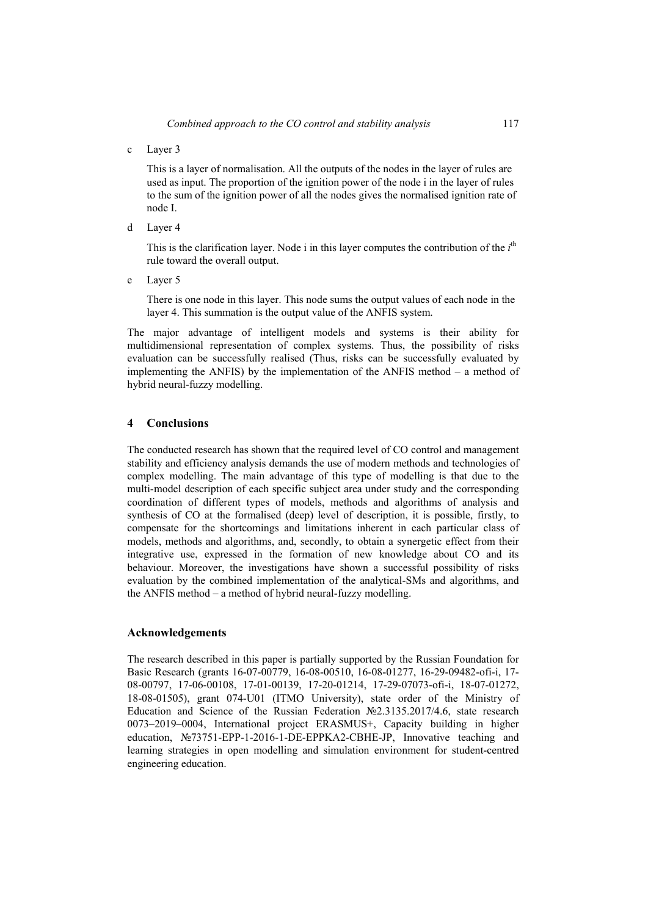c Layer 3

This is a layer of normalisation. All the outputs of the nodes in the layer of rules are used as input. The proportion of the ignition power of the node i in the layer of rules to the sum of the ignition power of all the nodes gives the normalised ignition rate of node I.

d Layer 4

This is the clarification layer. Node i in this layer computes the contribution of the $i^{th}$ rule toward the overall output.

e Layer 5

There is one node in this layer. This node sums the output values of each node in the layer 4. This summation is the output value of the ANFIS system.

The major advantage of intelligent models and systems is their ability for multidimensional representation of complex systems. Thus, the possibility of risks evaluation can be successfully realised (Thus, risks can be successfully evaluated by implementing the ANFIS) by the implementation of the ANFIS method – a method of hybrid neural-fuzzy modelling.

## 4 Conclusions

The conducted research has shown that the required level of CO control and management stability and efficiency analysis demands the use of modern methods and technologies of complex modelling. The main advantage of this type of modelling is that due to the multi-model description of each specific subject area under study and the corresponding coordination of different types of models, methods and algorithms of analysis and synthesis of CO at the formalised (deep) level of description, it is possible, firstly, to compensate for the shortcomings and limitations inherent in each particular class of models, methods and algorithms, and, secondly, to obtain a synergetic effect from their integrative use, expressed in the formation of new knowledge about CO and its behaviour. Moreover, the investigations have shown a successful possibility of risks evaluation by the combined implementation of the analytical-SMs and algorithms, and the ANFIS method – a method of hybrid neural-fuzzy modelling.

## Acknowledgements

The research described in this paper is partially supported by the Russian Foundation for Basic Research (grants 16-07-00779, 16-08-00510, 16-08-01277, 16-29-09482-ofi-i, 17-08-00797, 17-06-00108, 17-01-00139, 17-20-01214, 17-29-07073-ofi-i, 18-07-01272, 18-08-01505), grant 074-U01 (ITMO University), state order of the Ministry of Education and Science of the Russian Federation №2.3135.2017/4.6, state research 0073–2019–0004, International project ERASMUS+, Capacity building in higher education, №73751-EPP-1-2016-1-DE-EPPKA2-CBHE-JP, Innovative teaching and learning strategies in open modelling and simulation environment for student-centred engineering education.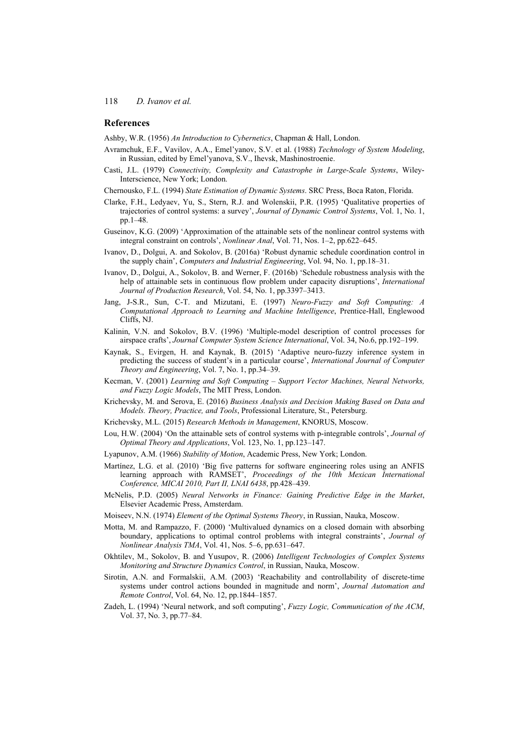## References

Ashby, W.R. (1956) *An Introduction to Cybernetics*, Chapman & Hall, London.

Avramchuk, E.F., Vavilov, A.A., Emel'yanov, S.V. et al. (1988) *Technology of System Modeling*, in Russian, edited by Emel'yanova, S.V., Ihevsk, Mashinostroenie.

Casti, J.L. (1979) *Connectivity, Complexity and Catastrophe in Large-Scale Systems*, Wiley-Interscience, New York; London.

Chernousko, F.L. (1994) *State Estimation of Dynamic Systems*. SRC Press, Boca Raton, Florida.

Clarke, F.H., Ledyaev, Yu, S., Stern, R.J. and Wolenskii, P.R. (1995) 'Qualitative properties of trajectories of control systems: a survey', *Journal of Dynamic Control Systems*, Vol. 1, No. 1, pp.1–48.

Guseinov, K.G. (2009) 'Approximation of the attainable sets of the nonlinear control systems with integral constraint on controls', *Nonlinear Anal*, Vol. 71, Nos. 1–2, pp.622–645.

Ivanov, D., Dolgui, A. and Sokolov, B. (2016a) 'Robust dynamic schedule coordination control in the supply chain', *Computers and Industrial Engineering*, Vol. 94, No. 1, pp.18–31.

Ivanov, D., Dolgui, A., Sokolov, B. and Werner, F. (2016b) 'Schedule robustness analysis with the help of attainable sets in continuous flow problem under capacity disruptions', *International Journal of Production Research*, Vol. 54, No. 1, pp.3397–3413.

Jang, J-S.R., Sun, C-T. and Mizutani, E. (1997) *Neuro-Fuzzy and Soft Computing: A Computational Approach to Learning and Machine Intelligence*, Prentice-Hall, Englewood Cliffs, NJ.

Kalinin, V.N. and Sokolov, B.V. (1996) 'Multiple-model description of control processes for airspace crafts', *Journal Computer System Science International*, Vol. 34, No.6, pp.192–199.

Kaynak, S., Evirgen, H. and Kaynak, B. (2015) 'Adaptive neuro-fuzzy inference system in predicting the success of student's in a particular course', *International Journal of Computer Theory and Engineering*, Vol. 7, No. 1, pp.34–39.

Kecman, V. (2001) *Learning and Soft Computing – Support Vector Machines, Neural Networks, and Fuzzy Logic Models*, The MIT Press, London.

Krichevsky, M. and Serova, E. (2016) *Business Analysis and Decision Making Based on Data and Models. Theory, Practice, and Tools*, Professional Literature, St., Petersburg.

Krichevsky, M.L. (2015) *Research Methods in Management*, KNORUS, Moscow.

Lou, H.W. (2004) 'On the attainable sets of control systems with p-integrable controls', *Journal of Optimal Theory and Applications*, Vol. 123, No. 1, pp.123–147.

Lyapunov, A.M. (1966) *Stability of Motion*, Academic Press, New York; London.

Martínez, L.G. et al. (2010) 'Big five patterns for software engineering roles using an ANFIS learning approach with RAMSET', *Proceedings of the 10th Mexican International Conference, MICAI 2010, Part II, LNAI 6438*, pp.428–439.

McNelis, P.D. (2005) *Neural Networks in Finance: Gaining Predictive Edge in the Market*, Elsevier Academic Press, Amsterdam.

Moiseev, N.N. (1974) *Element of the Optimal Systems Theory*, in Russian, Nauka, Moscow.

Motta, M. and Rampazzo, F. (2000) 'Multivalued dynamics on a closed domain with absorbing boundary, applications to optimal control problems with integral constraints', *Journal of Nonlinear Analysis TMA*, Vol. 41, Nos. 5–6, pp.631–647.

Okhtilev, M., Sokolov, B. and Yusupov, R. (2006) *Intelligent Technologies of Complex Systems Monitoring and Structure Dynamics Control*, in Russian, Nauka, Moscow.

Sirotin, A.N. and Formalskii, A.M. (2003) 'Reachability and controllability of discrete-time systems under control actions bounded in magnitude and norm', *Journal Automation and Remote Control*, Vol. 64, No. 12, pp.1844–1857.

Zadeh, L. (1994) 'Neural network, and soft computing', *Fuzzy Logic, Communication of the ACM*, Vol. 37, No. 3, pp.77–84.